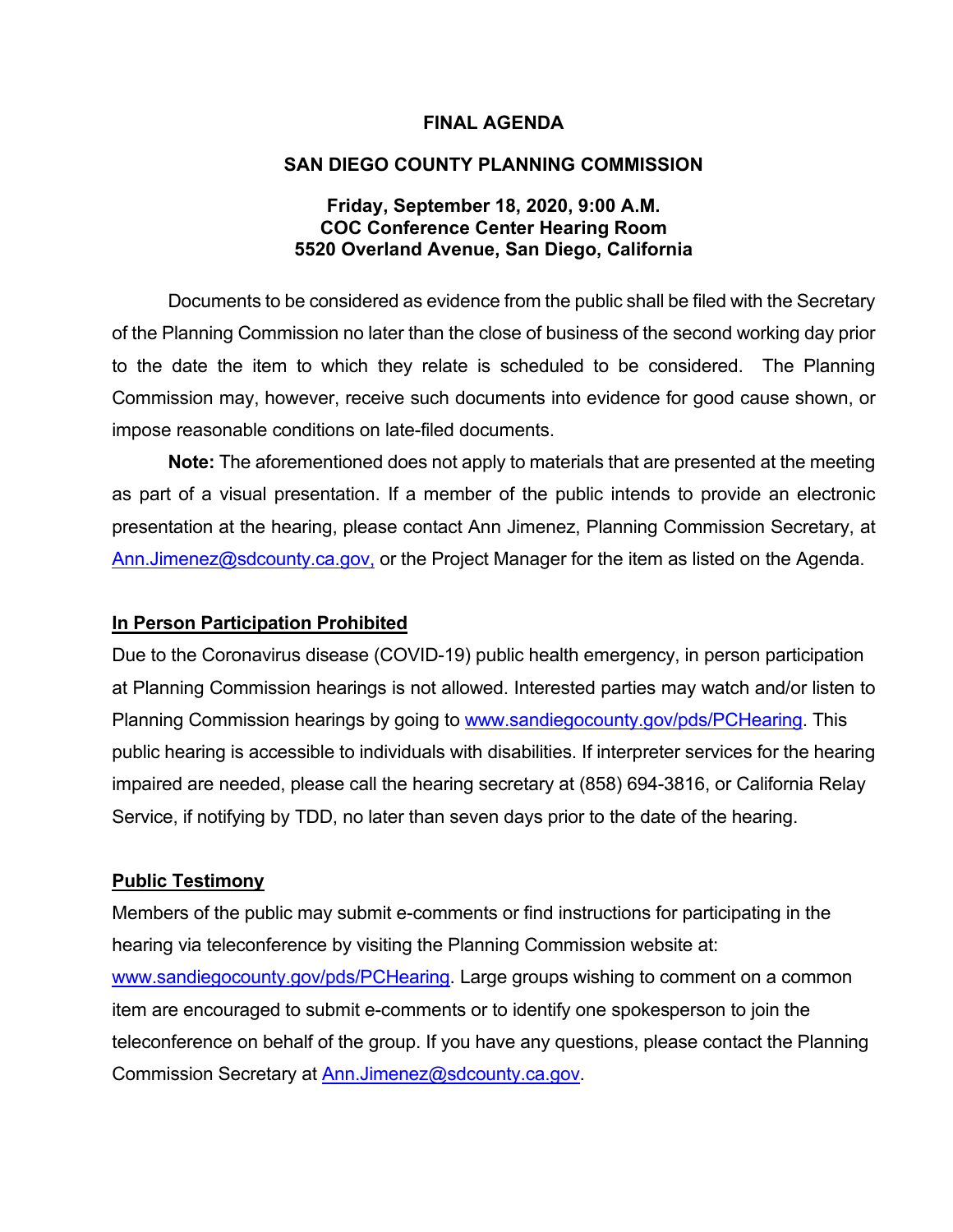# FINAL AGENDA

## SAN DIEGO COUNTY PLANNING COMMISSION

**Friday, September 18, 2020, 9:00 A.M.**
**COC Conference Center Hearing Room**
**5520 Overland Avenue, San Diego, California**

Documents to be considered as evidence from the public shall be filed with the Secretary of the Planning Commission no later than the close of business of the second working day prior to the date the item to which they relate is scheduled to be considered. The Planning Commission may, however, receive such documents into evidence for good cause shown, or impose reasonable conditions on late-filed documents.

**Note:** The aforementioned does not apply to materials that are presented at the meeting as part of a visual presentation. If a member of the public intends to provide an electronic presentation at the hearing, please contact Ann Jimenez, Planning Commission Secretary, at Ann.Jimenez@sdcounty.ca.gov, or the Project Manager for the item as listed on the Agenda.

**In Person Participation Prohibited**

Due to the Coronavirus disease (COVID-19) public health emergency, in person participation at Planning Commission hearings is not allowed. Interested parties may watch and/or listen to Planning Commission hearings by going to www.sandiegocounty.gov/pds/PCHearing. This public hearing is accessible to individuals with disabilities. If interpreter services for the hearing impaired are needed, please call the hearing secretary at (858) 694-3816, or California Relay Service, if notifying by TDD, no later than seven days prior to the date of the hearing.

**Public Testimony**

Members of the public may submit e-comments or find instructions for participating in the hearing via teleconference by visiting the Planning Commission website at: www.sandiegocounty.gov/pds/PCHearing. Large groups wishing to comment on a common item are encouraged to submit e-comments or to identify one spokesperson to join the teleconference on behalf of the group. If you have any questions, please contact the Planning Commission Secretary at Ann.Jimenez@sdcounty.ca.gov.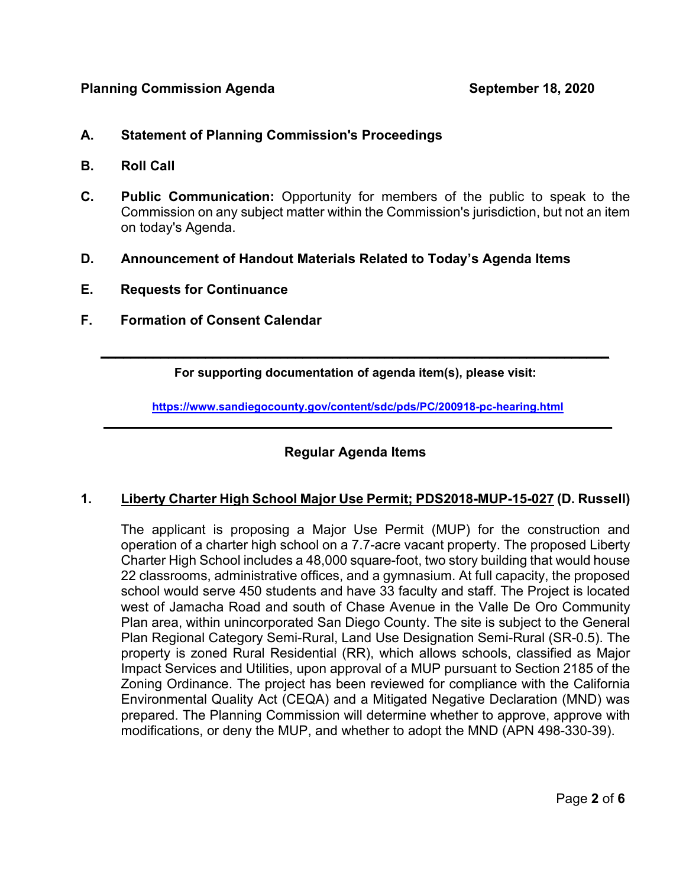**A. Statement of Planning Commission's Proceedings**

**B. Roll Call**

**C. Public Communication:** Opportunity for members of the public to speak to the Commission on any subject matter within the Commission's jurisdiction, but not an item on today's Agenda.

**D. Announcement of Handout Materials Related to Today's Agenda Items**

**E. Requests for Continuance**

**F. Formation of Consent Calendar**

---

**For supporting documentation of agenda item(s), please visit:**

**https://www.sandiegocounty.gov/content/sdc/pds/PC/200918-pc-hearing.html**

---

## Regular Agenda Items

### 1. Liberty Charter High School Major Use Permit; PDS2018-MUP-15-027 (D. Russell)

The applicant is proposing a Major Use Permit (MUP) for the construction and operation of a charter high school on a 7.7-acre vacant property. The proposed Liberty Charter High School includes a 48,000 square-foot, two story building that would house 22 classrooms, administrative offices, and a gymnasium. At full capacity, the proposed school would serve 450 students and have 33 faculty and staff. The Project is located west of Jamacha Road and south of Chase Avenue in the Valle De Oro Community Plan area, within unincorporated San Diego County. The site is subject to the General Plan Regional Category Semi-Rural, Land Use Designation Semi-Rural (SR-0.5). The property is zoned Rural Residential (RR), which allows schools, classified as Major Impact Services and Utilities, upon approval of a MUP pursuant to Section 2185 of the Zoning Ordinance. The project has been reviewed for compliance with the California Environmental Quality Act (CEQA) and a Mitigated Negative Declaration (MND) was prepared. The Planning Commission will determine whether to approve, approve with modifications, or deny the MUP, and whether to adopt the MND (APN 498-330-39).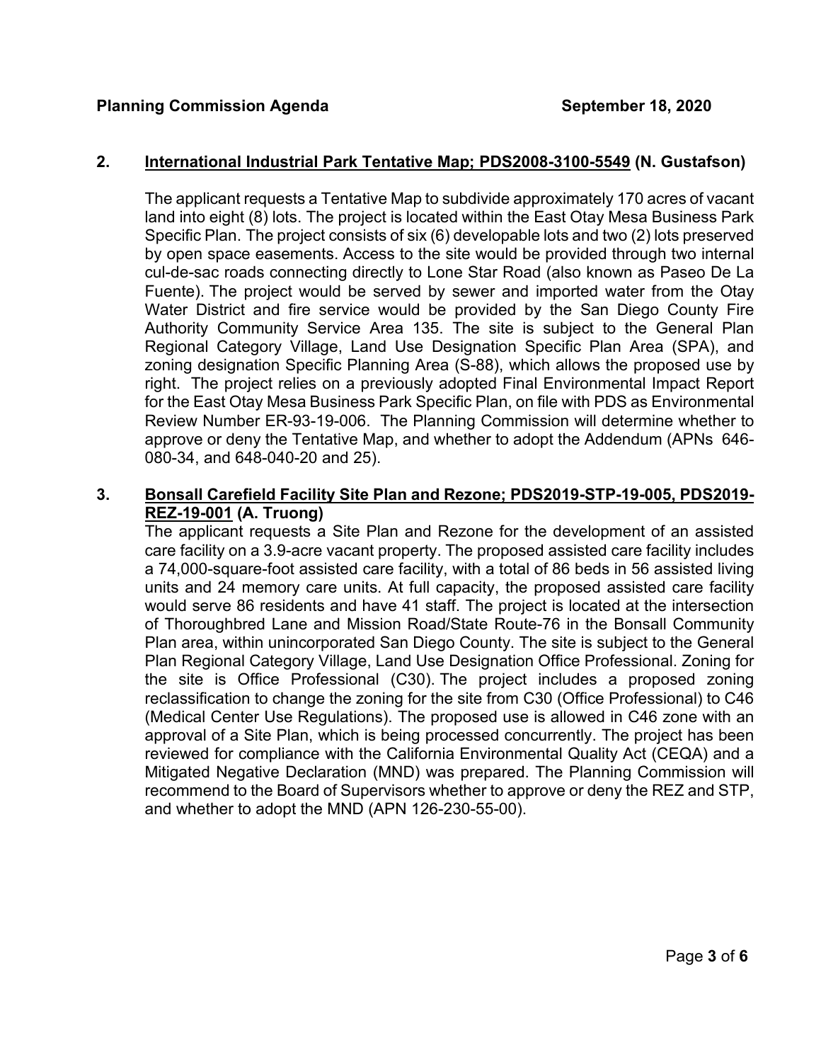**2. <u>International Industrial Park Tentative Map; PDS2008-3100-5549</u> (N. Gustafson)**

The applicant requests a Tentative Map to subdivide approximately 170 acres of vacant land into eight (8) lots. The project is located within the East Otay Mesa Business Park Specific Plan. The project consists of six (6) developable lots and two (2) lots preserved by open space easements. Access to the site would be provided through two internal cul-de-sac roads connecting directly to Lone Star Road (also known as Paseo De La Fuente). The project would be served by sewer and imported water from the Otay Water District and fire service would be provided by the San Diego County Fire Authority Community Service Area 135. The site is subject to the General Plan Regional Category Village, Land Use Designation Specific Plan Area (SPA), and zoning designation Specific Planning Area (S-88), which allows the proposed use by right. The project relies on a previously adopted Final Environmental Impact Report for the East Otay Mesa Business Park Specific Plan, on file with PDS as Environmental Review Number ER-93-19-006. The Planning Commission will determine whether to approve or deny the Tentative Map, and whether to adopt the Addendum (APNs 646-080-34, and 648-040-20 and 25).

**3. <u>Bonsall Carefield Facility Site Plan and Rezone; PDS2019-STP-19-005, PDS2019-REZ-19-001</u> (A. Truong)**

The applicant requests a Site Plan and Rezone for the development of an assisted care facility on a 3.9-acre vacant property. The proposed assisted care facility includes a 74,000-square-foot assisted care facility, with a total of 86 beds in 56 assisted living units and 24 memory care units. At full capacity, the proposed assisted care facility would serve 86 residents and have 41 staff. The project is located at the intersection of Thoroughbred Lane and Mission Road/State Route-76 in the Bonsall Community Plan area, within unincorporated San Diego County. The site is subject to the General Plan Regional Category Village, Land Use Designation Office Professional. Zoning for the site is Office Professional (C30). The project includes a proposed zoning reclassification to change the zoning for the site from C30 (Office Professional) to C46 (Medical Center Use Regulations). The proposed use is allowed in C46 zone with an approval of a Site Plan, which is being processed concurrently. The project has been reviewed for compliance with the California Environmental Quality Act (CEQA) and a Mitigated Negative Declaration (MND) was prepared. The Planning Commission will recommend to the Board of Supervisors whether to approve or deny the REZ and STP, and whether to adopt the MND (APN 126-230-55-00).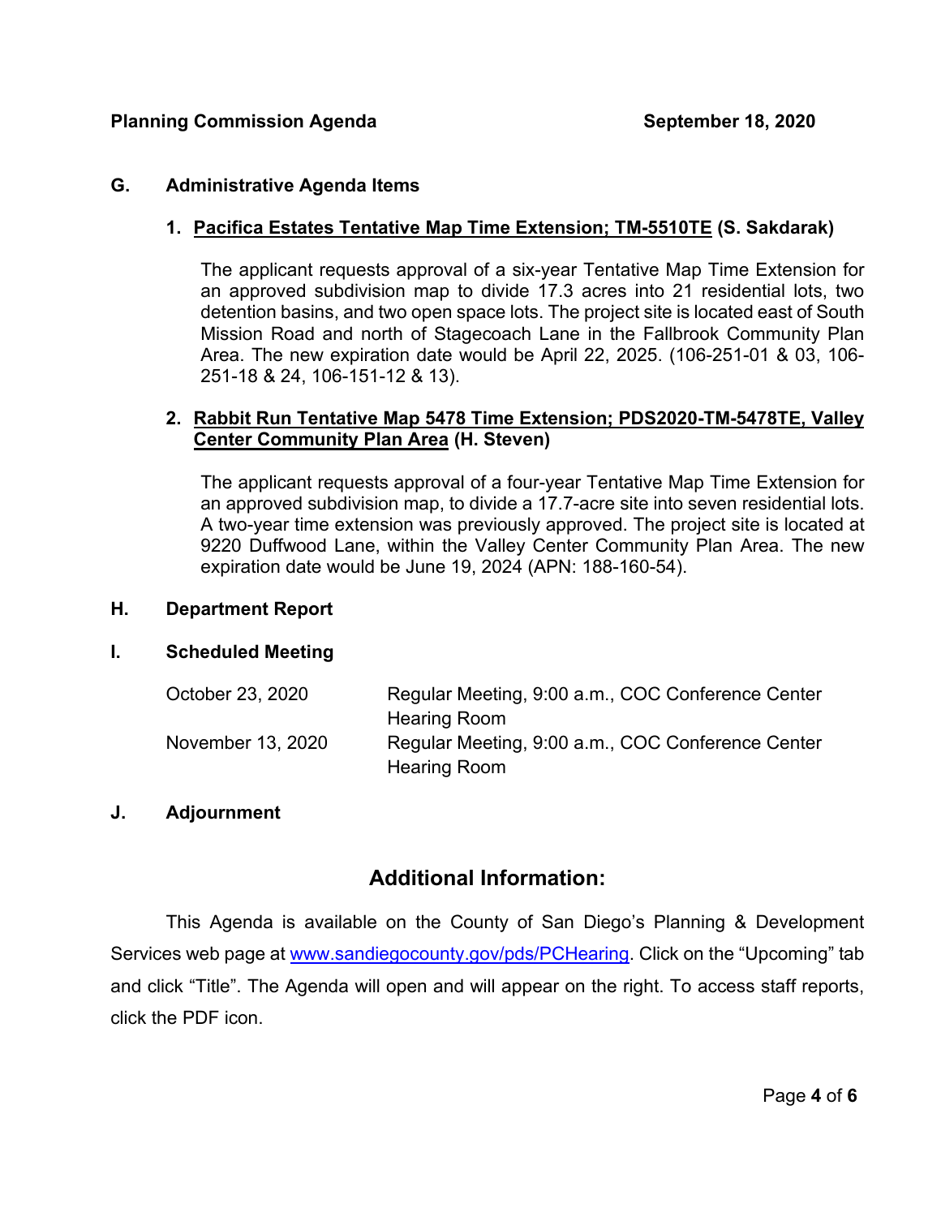## G. Administrative Agenda Items

### 1. Pacifica Estates Tentative Map Time Extension; TM-5510TE (S. Sakdarak)

The applicant requests approval of a six-year Tentative Map Time Extension for an approved subdivision map to divide 17.3 acres into 21 residential lots, two detention basins, and two open space lots. The project site is located east of South Mission Road and north of Stagecoach Lane in the Fallbrook Community Plan Area. The new expiration date would be April 22, 2025. (106-251-01 & 03, 106-251-18 & 24, 106-151-12 & 13).

### 2. Rabbit Run Tentative Map 5478 Time Extension; PDS2020-TM-5478TE, Valley Center Community Plan Area (H. Steven)

The applicant requests approval of a four-year Tentative Map Time Extension for an approved subdivision map, to divide a 17.7-acre site into seven residential lots. A two-year time extension was previously approved. The project site is located at 9220 Duffwood Lane, within the Valley Center Community Plan Area. The new expiration date would be June 19, 2024 (APN: 188-160-54).

## H. Department Report

## I. Scheduled Meeting

| | |
|---|---|
| October 23, 2020 | Regular Meeting, 9:00 a.m., COC Conference Center Hearing Room |
| November 13, 2020 | Regular Meeting, 9:00 a.m., COC Conference Center Hearing Room |

## J. Adjournment

## Additional Information:

This Agenda is available on the County of San Diego's Planning & Development Services web page at www.sandiegocounty.gov/pds/PCHearing. Click on the "Upcoming" tab and click "Title". The Agenda will open and will appear on the right. To access staff reports, click the PDF icon.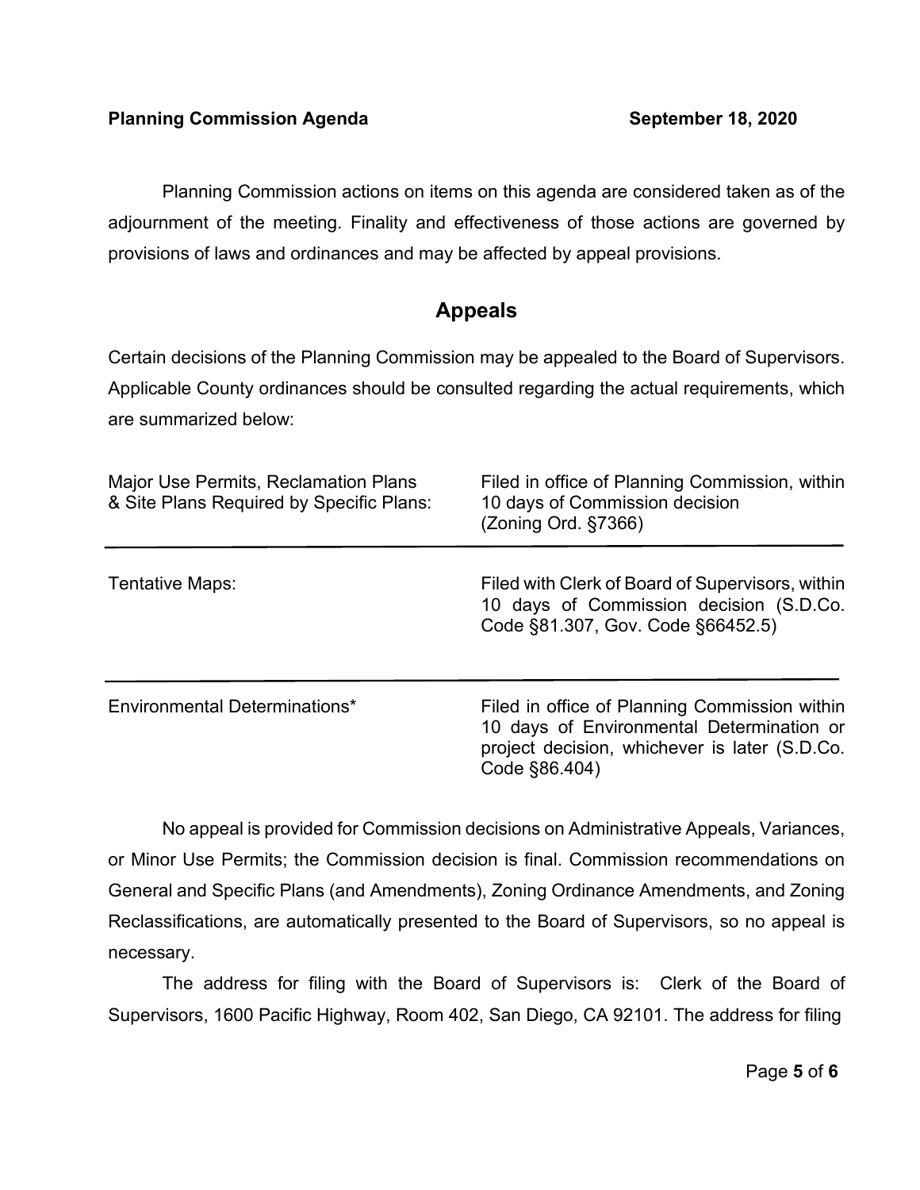Planning Commission actions on items on this agenda are considered taken as of the adjournment of the meeting. Finality and effectiveness of those actions are governed by provisions of laws and ordinances and may be affected by appeal provisions.

## Appeals

Certain decisions of the Planning Commission may be appealed to the Board of Supervisors. Applicable County ordinances should be consulted regarding the actual requirements, which are summarized below:

| | |
|---|---|
| Major Use Permits, Reclamation Plans & Site Plans Required by Specific Plans: | Filed in office of Planning Commission, within 10 days of Commission decision (Zoning Ord. §7366) |
| Tentative Maps: | Filed with Clerk of Board of Supervisors, within 10 days of Commission decision (S.D.Co. Code §81.307, Gov. Code §66452.5) |
| Environmental Determinations* | Filed in office of Planning Commission within 10 days of Environmental Determination or project decision, whichever is later (S.D.Co. Code §86.404) |

No appeal is provided for Commission decisions on Administrative Appeals, Variances, or Minor Use Permits; the Commission decision is final. Commission recommendations on General and Specific Plans (and Amendments), Zoning Ordinance Amendments, and Zoning Reclassifications, are automatically presented to the Board of Supervisors, so no appeal is necessary.

The address for filing with the Board of Supervisors is: Clerk of the Board of Supervisors, 1600 Pacific Highway, Room 402, San Diego, CA 92101. The address for filing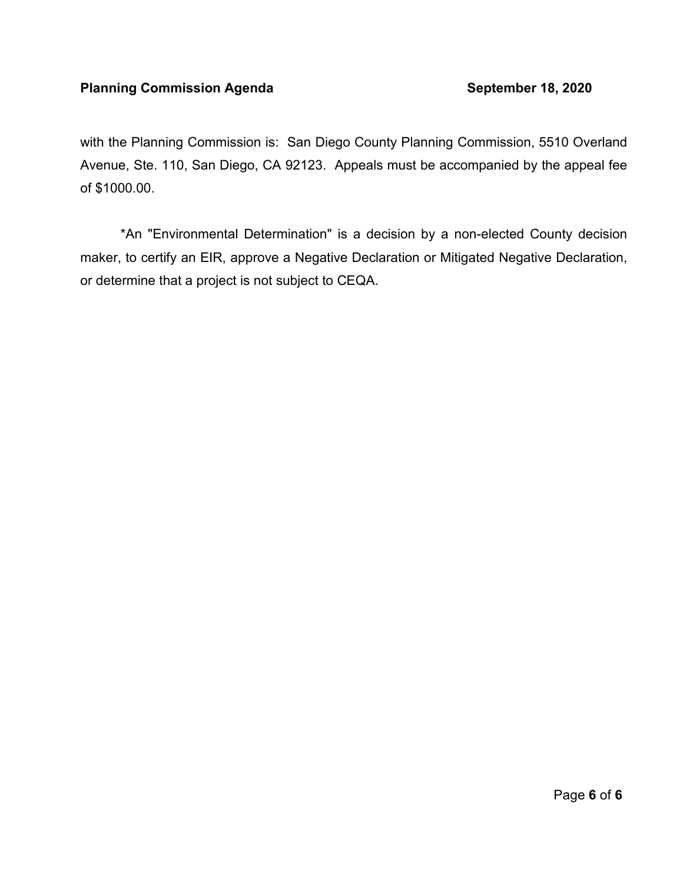with the Planning Commission is: San Diego County Planning Commission, 5510 Overland Avenue, Ste. 110, San Diego, CA 92123. Appeals must be accompanied by the appeal fee of $1000.00.

*An "Environmental Determination" is a decision by a non-elected County decision maker, to certify an EIR, approve a Negative Declaration or Mitigated Negative Declaration, or determine that a project is not subject to CEQA.